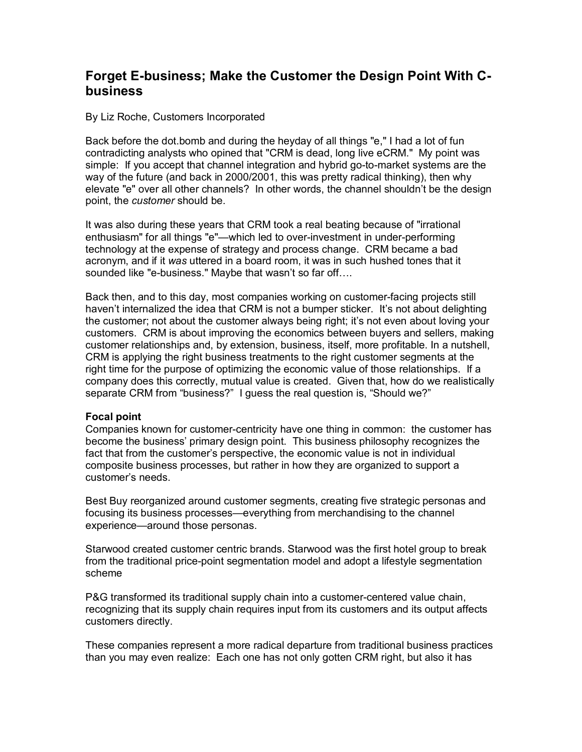# Forget E-business; Make the Customer the Design Point With C-business

By Liz Roche, Customers Incorporated

Back before the dot.bomb and during the heyday of all things "e," I had a lot of fun contradicting analysts who opined that "CRM is dead, long live eCRM." My point was simple: If you accept that channel integration and hybrid go-to-market systems are the way of the future (and back in 2000/2001, this was pretty radical thinking), then why elevate "e" over all other channels? In other words, the channel shouldn't be the design point, the *customer* should be.

It was also during these years that CRM took a real beating because of "irrational enthusiasm" for all things "e"—which led to over-investment in under-performing technology at the expense of strategy and process change. CRM became a bad acronym, and if it *was* uttered in a board room, it was in such hushed tones that it sounded like "e-business." Maybe that wasn't so far off….

Back then, and to this day, most companies working on customer-facing projects still haven't internalized the idea that CRM is not a bumper sticker. It's not about delighting the customer; not about the customer always being right; it's not even about loving your customers. CRM is about improving the economics between buyers and sellers, making customer relationships and, by extension, business, itself, more profitable. In a nutshell, CRM is applying the right business treatments to the right customer segments at the right time for the purpose of optimizing the economic value of those relationships. If a company does this correctly, mutual value is created. Given that, how do we realistically separate CRM from "business?" I guess the real question is, "Should we?"

**Focal point**

Companies known for customer-centricity have one thing in common: the customer has become the business' primary design point. This business philosophy recognizes the fact that from the customer's perspective, the economic value is not in individual composite business processes, but rather in how they are organized to support a customer's needs.

Best Buy reorganized around customer segments, creating five strategic personas and focusing its business processes—everything from merchandising to the channel experience—around those personas.

Starwood created customer centric brands. Starwood was the first hotel group to break from the traditional price-point segmentation model and adopt a lifestyle segmentation scheme

P&G transformed its traditional supply chain into a customer-centered value chain, recognizing that its supply chain requires input from its customers and its output affects customers directly.

These companies represent a more radical departure from traditional business practices than you may even realize: Each one has not only gotten CRM right, but also it has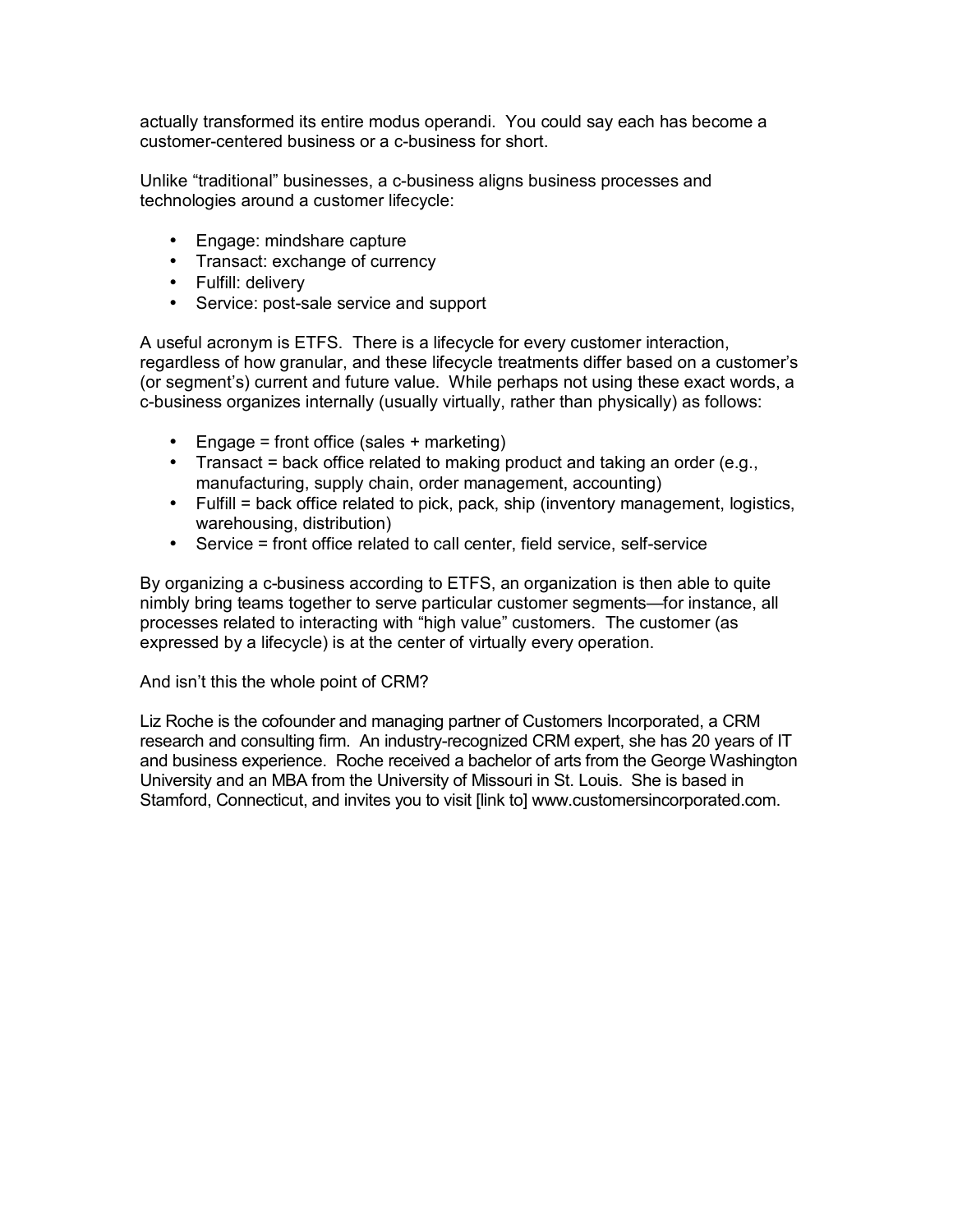actually transformed its entire modus operandi. You could say each has become a customer-centered business or a c-business for short.

Unlike "traditional" businesses, a c-business aligns business processes and technologies around a customer lifecycle:

- Engage: mindshare capture
- Transact: exchange of currency
- Fulfill: delivery
- Service: post-sale service and support

A useful acronym is ETFS. There is a lifecycle for every customer interaction, regardless of how granular, and these lifecycle treatments differ based on a customer's (or segment's) current and future value. While perhaps not using these exact words, a c-business organizes internally (usually virtually, rather than physically) as follows:

- Engage = front office (sales + marketing)
- Transact = back office related to making product and taking an order (e.g., manufacturing, supply chain, order management, accounting)
- Fulfill = back office related to pick, pack, ship (inventory management, logistics, warehousing, distribution)
- Service = front office related to call center, field service, self-service

By organizing a c-business according to ETFS, an organization is then able to quite nimbly bring teams together to serve particular customer segments—for instance, all processes related to interacting with "high value" customers. The customer (as expressed by a lifecycle) is at the center of virtually every operation.

And isn't this the whole point of CRM?

Liz Roche is the cofounder and managing partner of Customers Incorporated, a CRM research and consulting firm. An industry-recognized CRM expert, she has 20 years of IT and business experience. Roche received a bachelor of arts from the George Washington University and an MBA from the University of Missouri in St. Louis. She is based in Stamford, Connecticut, and invites you to visit [link to] www.customersincorporated.com.